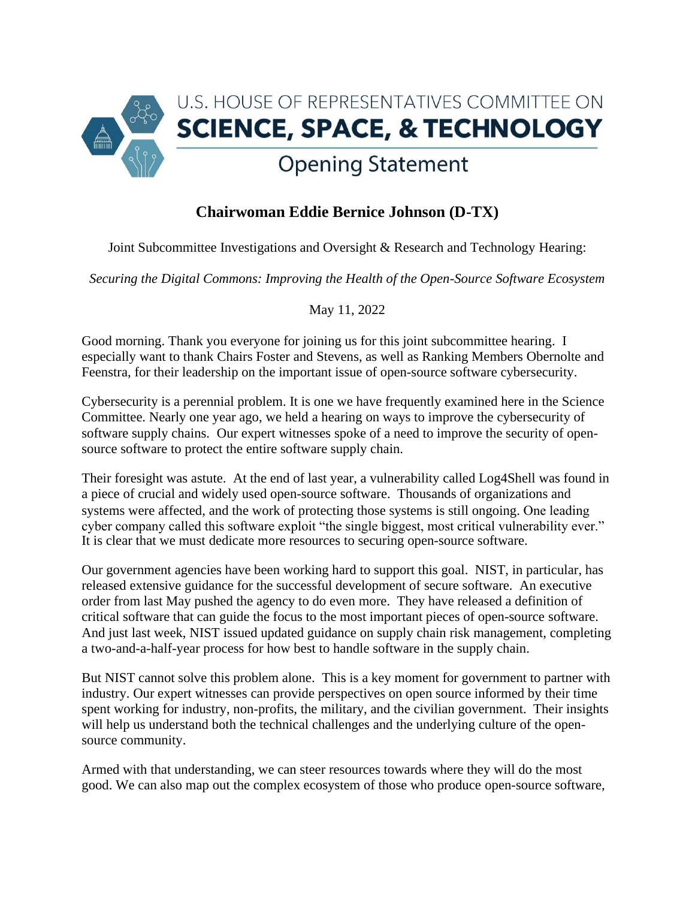# U.S. HOUSE OF REPRESENTATIVES COMMITTEE ON SCIENCE, SPACE, & TECHNOLOGY

## Opening Statement

### Chairwoman Eddie Bernice Johnson (D-TX)

Joint Subcommittee Investigations and Oversight & Research and Technology Hearing:

*Securing the Digital Commons: Improving the Health of the Open-Source Software Ecosystem*

May 11, 2022

Good morning. Thank you everyone for joining us for this joint subcommittee hearing. I especially want to thank Chairs Foster and Stevens, as well as Ranking Members Obernolte and Feenstra, for their leadership on the important issue of open-source software cybersecurity.

Cybersecurity is a perennial problem. It is one we have frequently examined here in the Science Committee. Nearly one year ago, we held a hearing on ways to improve the cybersecurity of software supply chains. Our expert witnesses spoke of a need to improve the security of open-source software to protect the entire software supply chain.

Their foresight was astute. At the end of last year, a vulnerability called Log4Shell was found in a piece of crucial and widely used open-source software. Thousands of organizations and systems were affected, and the work of protecting those systems is still ongoing. One leading cyber company called this software exploit "the single biggest, most critical vulnerability ever." It is clear that we must dedicate more resources to securing open-source software.

Our government agencies have been working hard to support this goal. NIST, in particular, has released extensive guidance for the successful development of secure software. An executive order from last May pushed the agency to do even more. They have released a definition of critical software that can guide the focus to the most important pieces of open-source software. And just last week, NIST issued updated guidance on supply chain risk management, completing a two-and-a-half-year process for how best to handle software in the supply chain.

But NIST cannot solve this problem alone. This is a key moment for government to partner with industry. Our expert witnesses can provide perspectives on open source informed by their time spent working for industry, non-profits, the military, and the civilian government. Their insights will help us understand both the technical challenges and the underlying culture of the open-source community.

Armed with that understanding, we can steer resources towards where they will do the most good. We can also map out the complex ecosystem of those who produce open-source software,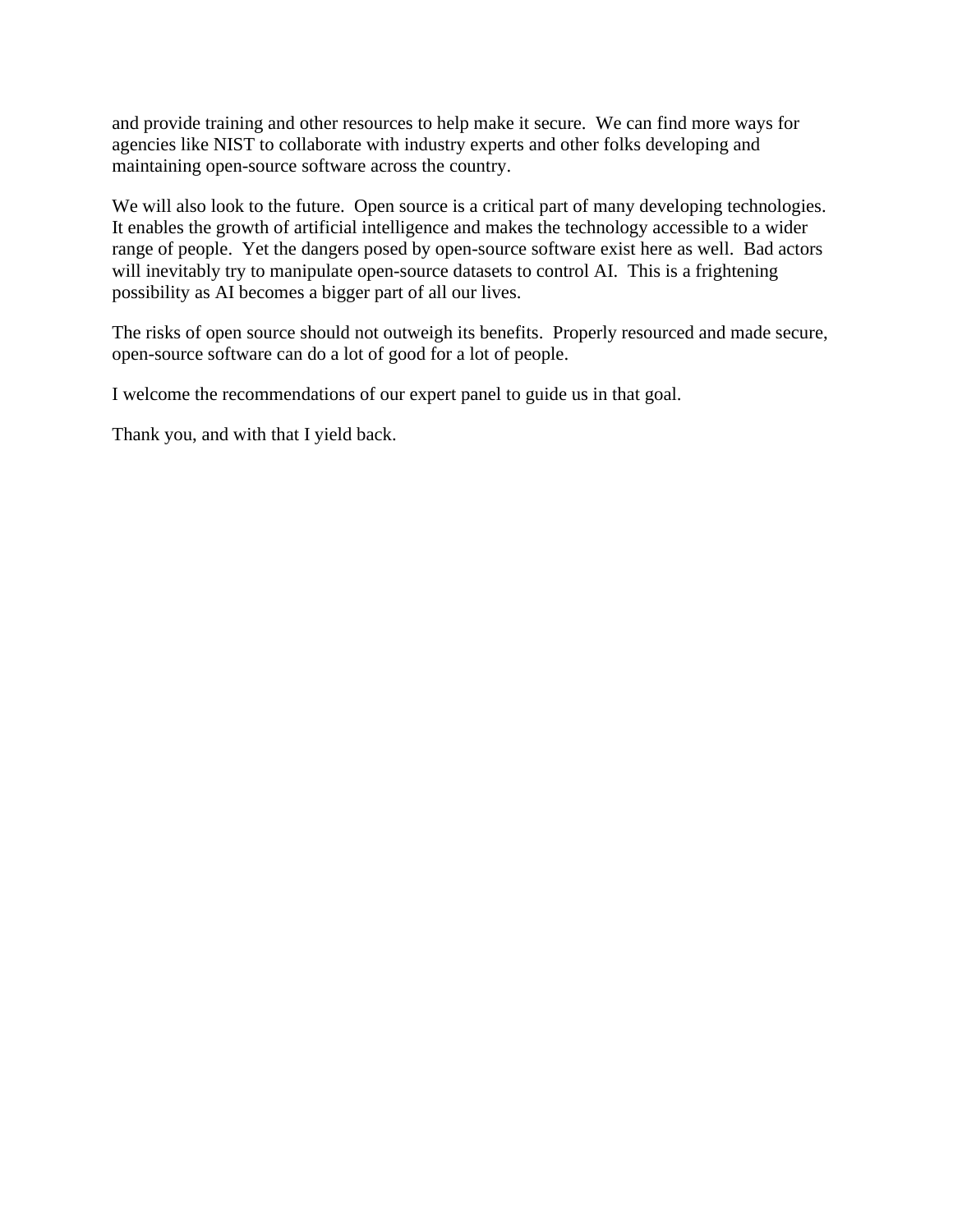and provide training and other resources to help make it secure. We can find more ways for agencies like NIST to collaborate with industry experts and other folks developing and maintaining open-source software across the country.

We will also look to the future. Open source is a critical part of many developing technologies. It enables the growth of artificial intelligence and makes the technology accessible to a wider range of people. Yet the dangers posed by open-source software exist here as well. Bad actors will inevitably try to manipulate open-source datasets to control AI. This is a frightening possibility as AI becomes a bigger part of all our lives.

The risks of open source should not outweigh its benefits. Properly resourced and made secure, open-source software can do a lot of good for a lot of people.

I welcome the recommendations of our expert panel to guide us in that goal.

Thank you, and with that I yield back.